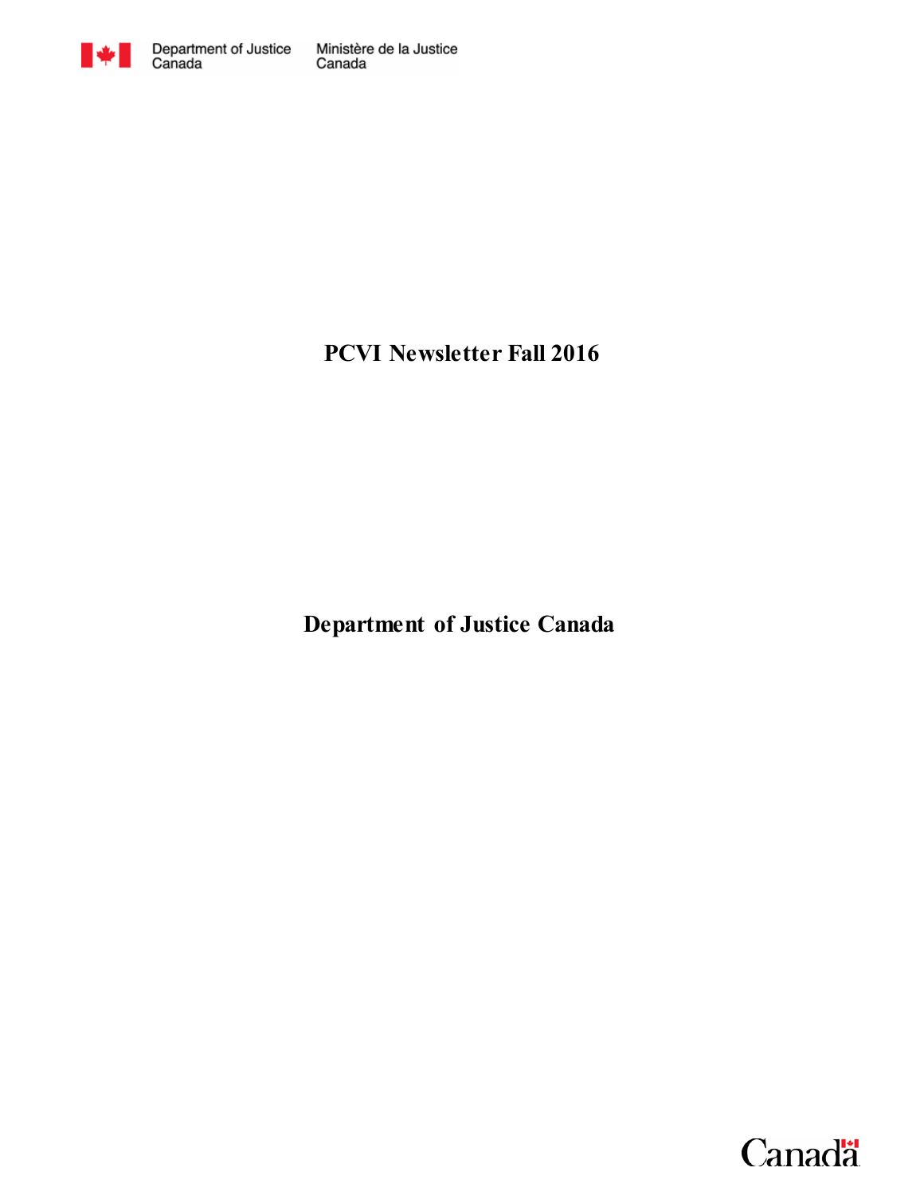Department of Justice Canada | Ministère de la Justice Canada

# PCVI Newsletter Fall 2016

## Department of Justice Canada

Canada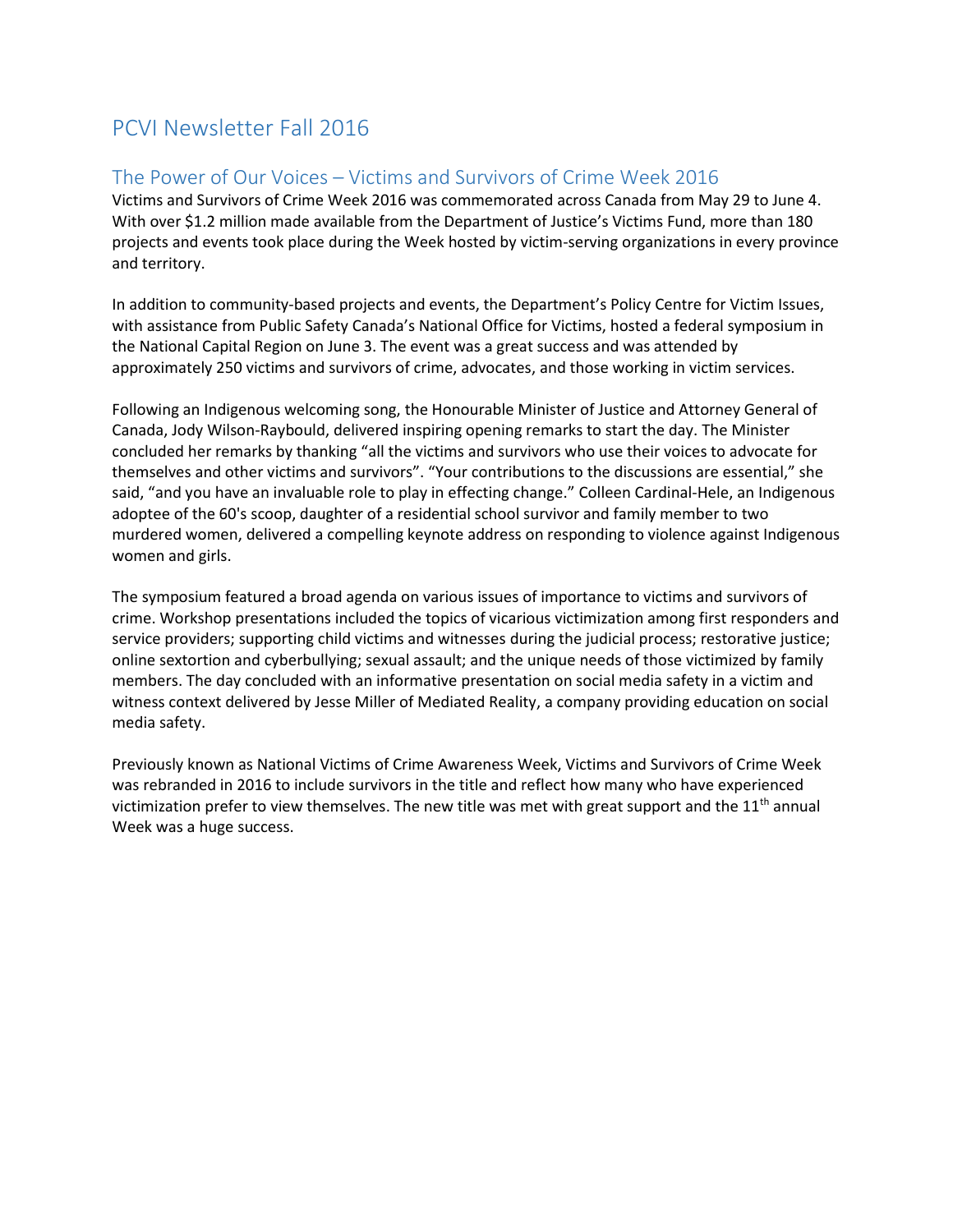# PCVI Newsletter Fall 2016

## The Power of Our Voices – Victims and Survivors of Crime Week 2016

Victims and Survivors of Crime Week 2016 was commemorated across Canada from May 29 to June 4. With over $1.2 million made available from the Department of Justice's Victims Fund, more than 180 projects and events took place during the Week hosted by victim-serving organizations in every province and territory.

In addition to community-based projects and events, the Department's Policy Centre for Victim Issues, with assistance from Public Safety Canada's National Office for Victims, hosted a federal symposium in the National Capital Region on June 3. The event was a great success and was attended by approximately 250 victims and survivors of crime, advocates, and those working in victim services.

Following an Indigenous welcoming song, the Honourable Minister of Justice and Attorney General of Canada, Jody Wilson-Raybould, delivered inspiring opening remarks to start the day. The Minister concluded her remarks by thanking "all the victims and survivors who use their voices to advocate for themselves and other victims and survivors". "Your contributions to the discussions are essential," she said, "and you have an invaluable role to play in effecting change." Colleen Cardinal-Hele, an Indigenous adoptee of the 60's scoop, daughter of a residential school survivor and family member to two murdered women, delivered a compelling keynote address on responding to violence against Indigenous women and girls.

The symposium featured a broad agenda on various issues of importance to victims and survivors of crime. Workshop presentations included the topics of vicarious victimization among first responders and service providers; supporting child victims and witnesses during the judicial process; restorative justice; online sextortion and cyberbullying; sexual assault; and the unique needs of those victimized by family members. The day concluded with an informative presentation on social media safety in a victim and witness context delivered by Jesse Miller of Mediated Reality, a company providing education on social media safety.

Previously known as National Victims of Crime Awareness Week, Victims and Survivors of Crime Week was rebranded in 2016 to include survivors in the title and reflect how many who have experienced victimization prefer to view themselves. The new title was met with great support and the 11th annual Week was a huge success.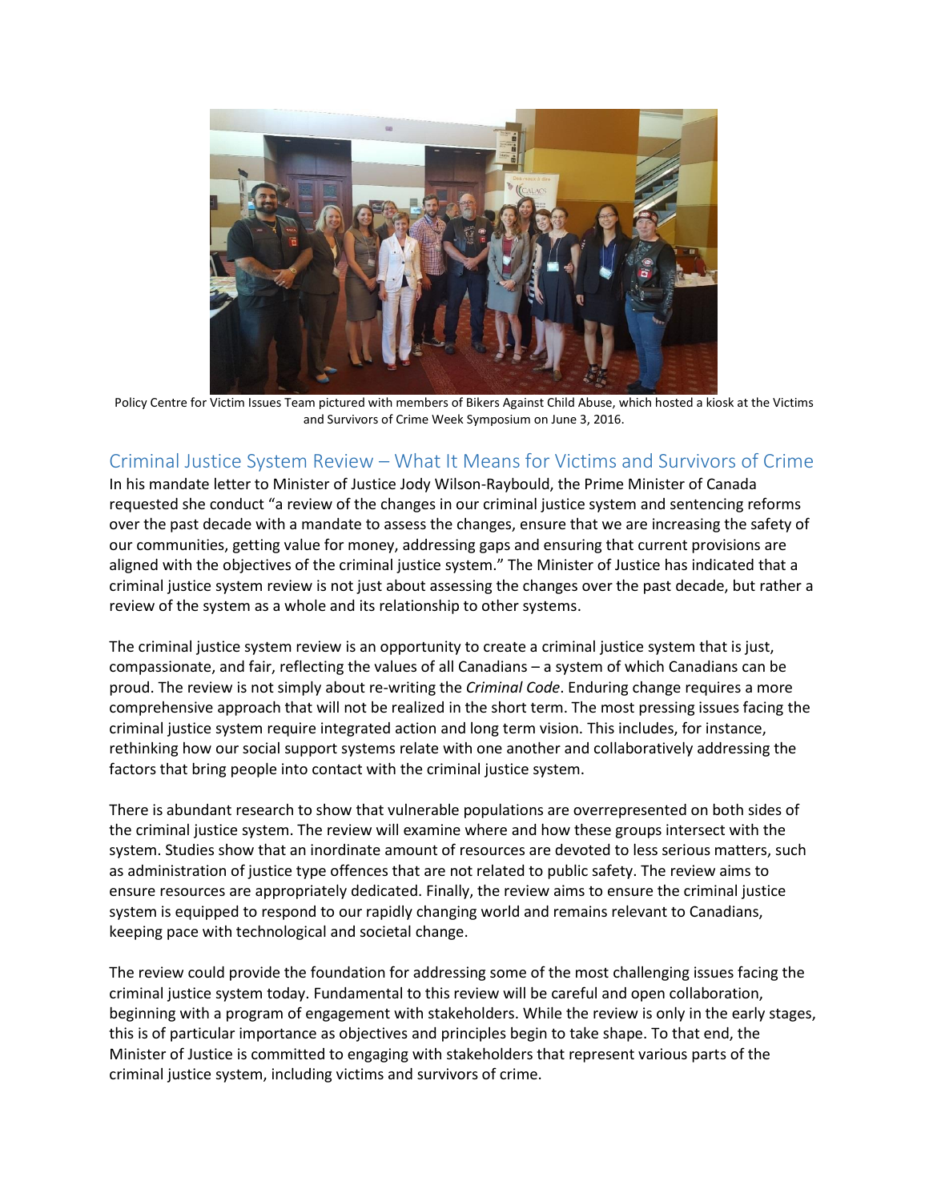Policy Centre for Victim Issues Team pictured with members of Bikers Against Child Abuse, which hosted a kiosk at the Victims and Survivors of Crime Week Symposium on June 3, 2016.

## Criminal Justice System Review – What It Means for Victims and Survivors of Crime

In his mandate letter to Minister of Justice Jody Wilson-Raybould, the Prime Minister of Canada requested she conduct "a review of the changes in our criminal justice system and sentencing reforms over the past decade with a mandate to assess the changes, ensure that we are increasing the safety of our communities, getting value for money, addressing gaps and ensuring that current provisions are aligned with the objectives of the criminal justice system." The Minister of Justice has indicated that a criminal justice system review is not just about assessing the changes over the past decade, but rather a review of the system as a whole and its relationship to other systems.

The criminal justice system review is an opportunity to create a criminal justice system that is just, compassionate, and fair, reflecting the values of all Canadians – a system of which Canadians can be proud. The review is not simply about re-writing the *Criminal Code*. Enduring change requires a more comprehensive approach that will not be realized in the short term. The most pressing issues facing the criminal justice system require integrated action and long term vision. This includes, for instance, rethinking how our social support systems relate with one another and collaboratively addressing the factors that bring people into contact with the criminal justice system.

There is abundant research to show that vulnerable populations are overrepresented on both sides of the criminal justice system. The review will examine where and how these groups intersect with the system. Studies show that an inordinate amount of resources are devoted to less serious matters, such as administration of justice type offences that are not related to public safety. The review aims to ensure resources are appropriately dedicated. Finally, the review aims to ensure the criminal justice system is equipped to respond to our rapidly changing world and remains relevant to Canadians, keeping pace with technological and societal change.

The review could provide the foundation for addressing some of the most challenging issues facing the criminal justice system today. Fundamental to this review will be careful and open collaboration, beginning with a program of engagement with stakeholders. While the review is only in the early stages, this is of particular importance as objectives and principles begin to take shape. To that end, the Minister of Justice is committed to engaging with stakeholders that represent various parts of the criminal justice system, including victims and survivors of crime.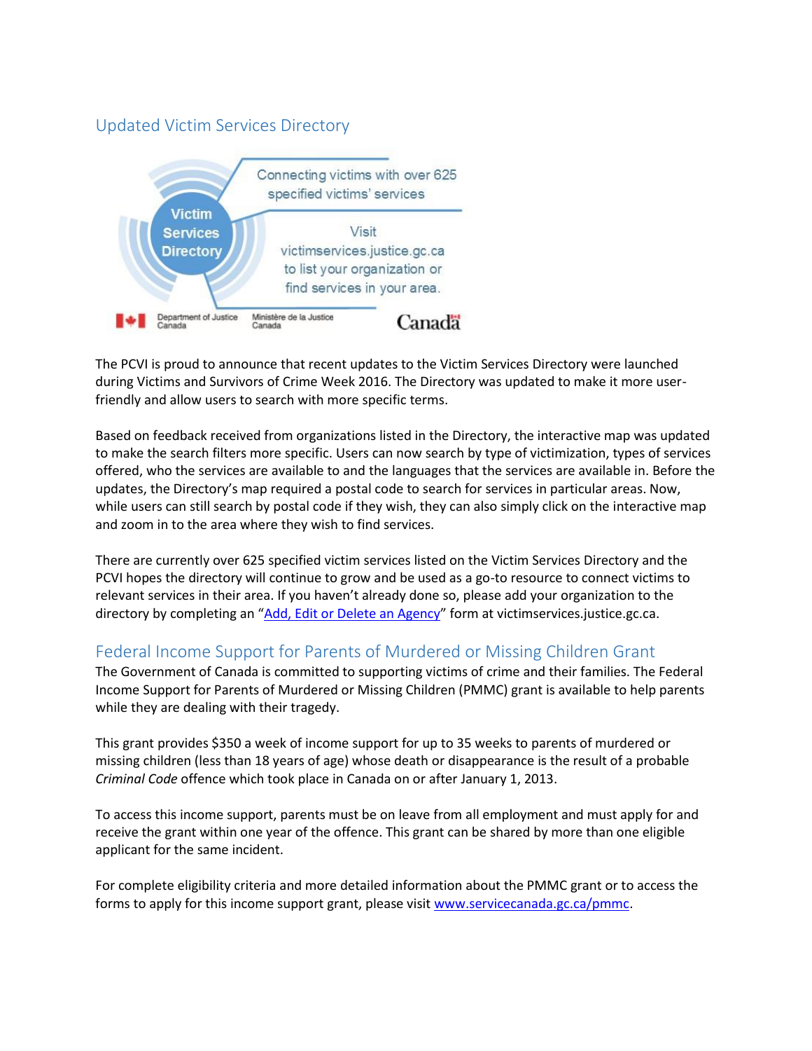## Updated Victim Services Directory

Victim Services Directory

Connecting victims with over 625 specified victims' services

Visit victimservices.justice.gc.ca to list your organization or find services in your area.

Department of Justice Canada | Ministère de la Justice Canada | Canada

The PCVI is proud to announce that recent updates to the Victim Services Directory were launched during Victims and Survivors of Crime Week 2016. The Directory was updated to make it more user-friendly and allow users to search with more specific terms.

Based on feedback received from organizations listed in the Directory, the interactive map was updated to make the search filters more specific. Users can now search by type of victimization, types of services offered, who the services are available to and the languages that the services are available in. Before the updates, the Directory's map required a postal code to search for services in particular areas. Now, while users can still search by postal code if they wish, they can also simply click on the interactive map and zoom in to the area where they wish to find services.

There are currently over 625 specified victim services listed on the Victim Services Directory and the PCVI hopes the directory will continue to grow and be used as a go-to resource to connect victims to relevant services in their area. If you haven't already done so, please add your organization to the directory by completing an "Add, Edit or Delete an Agency" form at victimservices.justice.gc.ca.

## Federal Income Support for Parents of Murdered or Missing Children Grant

The Government of Canada is committed to supporting victims of crime and their families. The Federal Income Support for Parents of Murdered or Missing Children (PMMC) grant is available to help parents while they are dealing with their tragedy.

This grant provides $350 a week of income support for up to 35 weeks to parents of murdered or missing children (less than 18 years of age) whose death or disappearance is the result of a probable *Criminal Code* offence which took place in Canada on or after January 1, 2013.

To access this income support, parents must be on leave from all employment and must apply for and receive the grant within one year of the offence. This grant can be shared by more than one eligible applicant for the same incident.

For complete eligibility criteria and more detailed information about the PMMC grant or to access the forms to apply for this income support grant, please visit www.servicecanada.gc.ca/pmmc.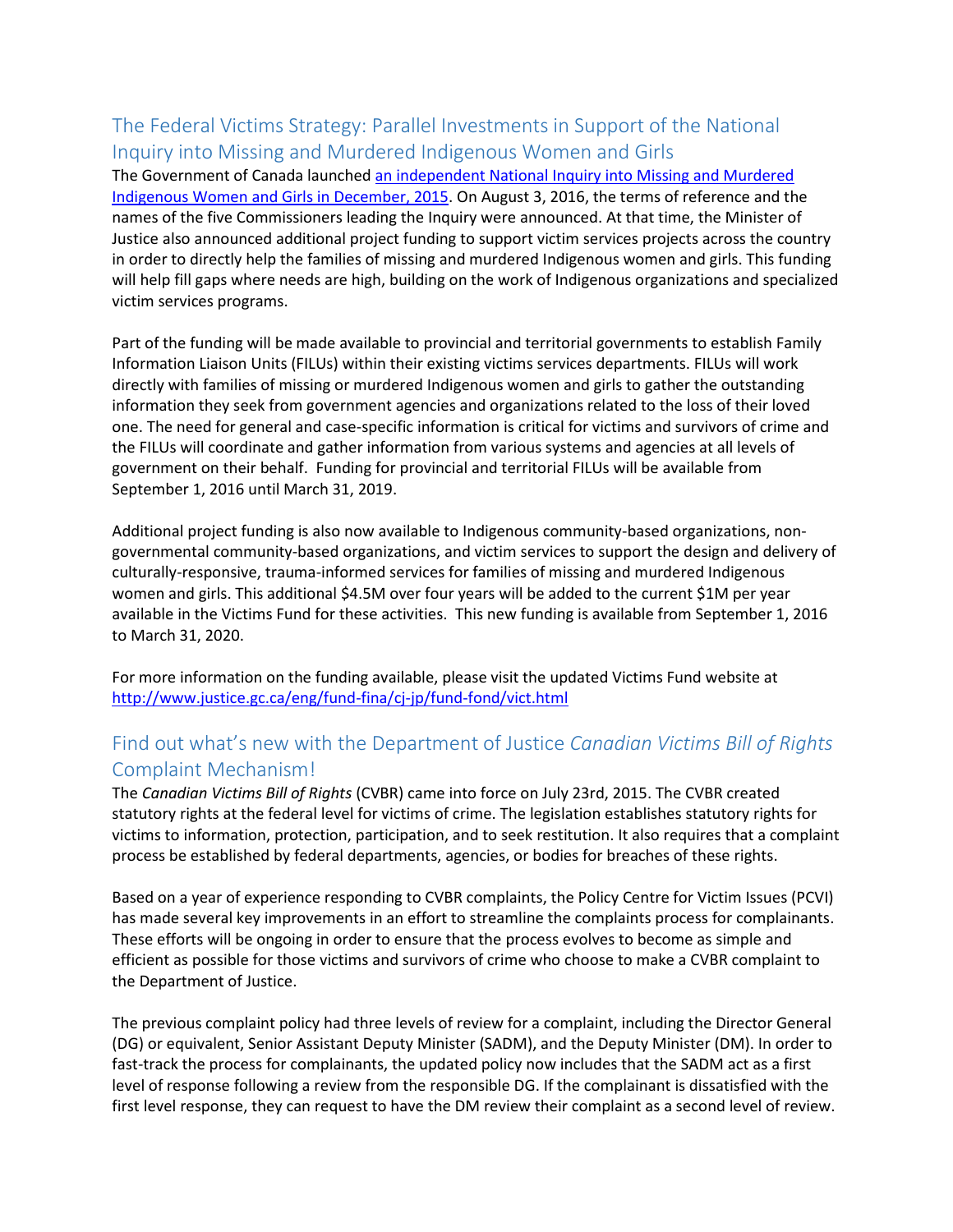## The Federal Victims Strategy: Parallel Investments in Support of the National Inquiry into Missing and Murdered Indigenous Women and Girls

The Government of Canada launched [an independent National Inquiry into Missing and Murdered Indigenous Women and Girls in December, 2015](). On August 3, 2016, the terms of reference and the names of the five Commissioners leading the Inquiry were announced. At that time, the Minister of Justice also announced additional project funding to support victim services projects across the country in order to directly help the families of missing and murdered Indigenous women and girls. This funding will help fill gaps where needs are high, building on the work of Indigenous organizations and specialized victim services programs.

Part of the funding will be made available to provincial and territorial governments to establish Family Information Liaison Units (FILUs) within their existing victims services departments. FILUs will work directly with families of missing or murdered Indigenous women and girls to gather the outstanding information they seek from government agencies and organizations related to the loss of their loved one. The need for general and case-specific information is critical for victims and survivors of crime and the FILUs will coordinate and gather information from various systems and agencies at all levels of government on their behalf. Funding for provincial and territorial FILUs will be available from September 1, 2016 until March 31, 2019.

Additional project funding is also now available to Indigenous community-based organizations, non-governmental community-based organizations, and victim services to support the design and delivery of culturally-responsive, trauma-informed services for families of missing and murdered Indigenous women and girls. This additional $4.5M over four years will be added to the current $1M per year available in the Victims Fund for these activities. This new funding is available from September 1, 2016 to March 31, 2020.

For more information on the funding available, please visit the updated Victims Fund website at http://www.justice.gc.ca/eng/fund-fina/cj-jp/fund-fond/vict.html

## Find out what's new with the Department of Justice *Canadian Victims Bill of Rights* Complaint Mechanism!

The *Canadian Victims Bill of Rights* (CVBR) came into force on July 23rd, 2015. The CVBR created statutory rights at the federal level for victims of crime. The legislation establishes statutory rights for victims to information, protection, participation, and to seek restitution. It also requires that a complaint process be established by federal departments, agencies, or bodies for breaches of these rights.

Based on a year of experience responding to CVBR complaints, the Policy Centre for Victim Issues (PCVI) has made several key improvements in an effort to streamline the complaints process for complainants. These efforts will be ongoing in order to ensure that the process evolves to become as simple and efficient as possible for those victims and survivors of crime who choose to make a CVBR complaint to the Department of Justice.

The previous complaint policy had three levels of review for a complaint, including the Director General (DG) or equivalent, Senior Assistant Deputy Minister (SADM), and the Deputy Minister (DM). In order to fast-track the process for complainants, the updated policy now includes that the SADM act as a first level of response following a review from the responsible DG. If the complainant is dissatisfied with the first level response, they can request to have the DM review their complaint as a second level of review.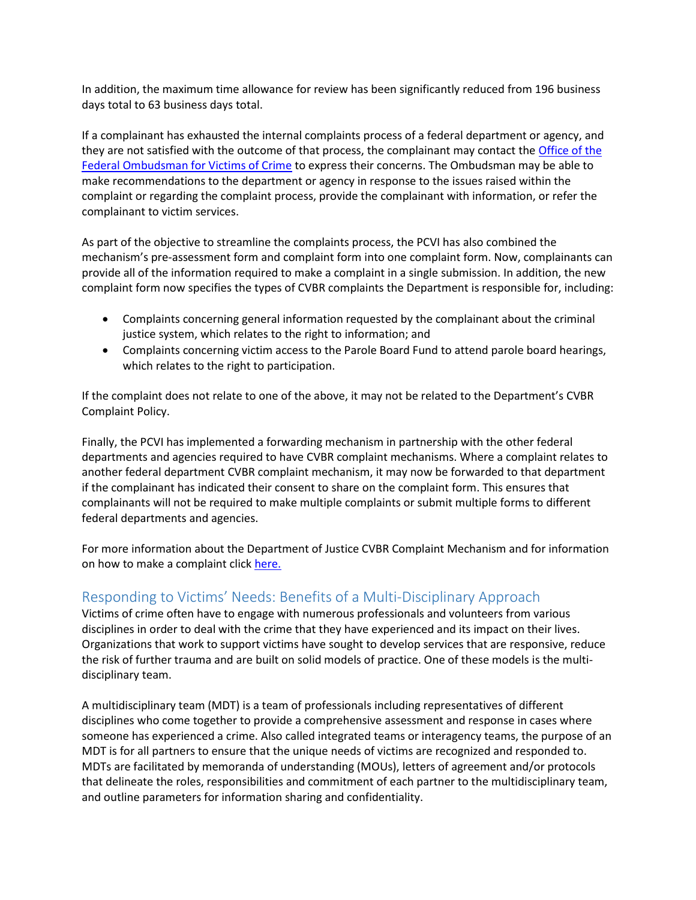In addition, the maximum time allowance for review has been significantly reduced from 196 business days total to 63 business days total.

If a complainant has exhausted the internal complaints process of a federal department or agency, and they are not satisfied with the outcome of that process, the complainant may contact the [Office of the Federal Ombudsman for Victims of Crime]() to express their concerns. The Ombudsman may be able to make recommendations to the department or agency in response to the issues raised within the complaint or regarding the complaint process, provide the complainant with information, or refer the complainant to victim services.

As part of the objective to streamline the complaints process, the PCVI has also combined the mechanism's pre-assessment form and complaint form into one complaint form. Now, complainants can provide all of the information required to make a complaint in a single submission. In addition, the new complaint form now specifies the types of CVBR complaints the Department is responsible for, including:

- Complaints concerning general information requested by the complainant about the criminal justice system, which relates to the right to information; and
- Complaints concerning victim access to the Parole Board Fund to attend parole board hearings, which relates to the right to participation.

If the complaint does not relate to one of the above, it may not be related to the Department's CVBR Complaint Policy.

Finally, the PCVI has implemented a forwarding mechanism in partnership with the other federal departments and agencies required to have CVBR complaint mechanisms. Where a complaint relates to another federal department CVBR complaint mechanism, it may now be forwarded to that department if the complainant has indicated their consent to share on the complaint form. This ensures that complainants will not be required to make multiple complaints or submit multiple forms to different federal departments and agencies.

For more information about the Department of Justice CVBR Complaint Mechanism and for information on how to make a complaint click [here.]()

## Responding to Victims' Needs: Benefits of a Multi-Disciplinary Approach

Victims of crime often have to engage with numerous professionals and volunteers from various disciplines in order to deal with the crime that they have experienced and its impact on their lives. Organizations that work to support victims have sought to develop services that are responsive, reduce the risk of further trauma and are built on solid models of practice. One of these models is the multi-disciplinary team.

A multidisciplinary team (MDT) is a team of professionals including representatives of different disciplines who come together to provide a comprehensive assessment and response in cases where someone has experienced a crime. Also called integrated teams or interagency teams, the purpose of an MDT is for all partners to ensure that the unique needs of victims are recognized and responded to. MDTs are facilitated by memoranda of understanding (MOUs), letters of agreement and/or protocols that delineate the roles, responsibilities and commitment of each partner to the multidisciplinary team, and outline parameters for information sharing and confidentiality.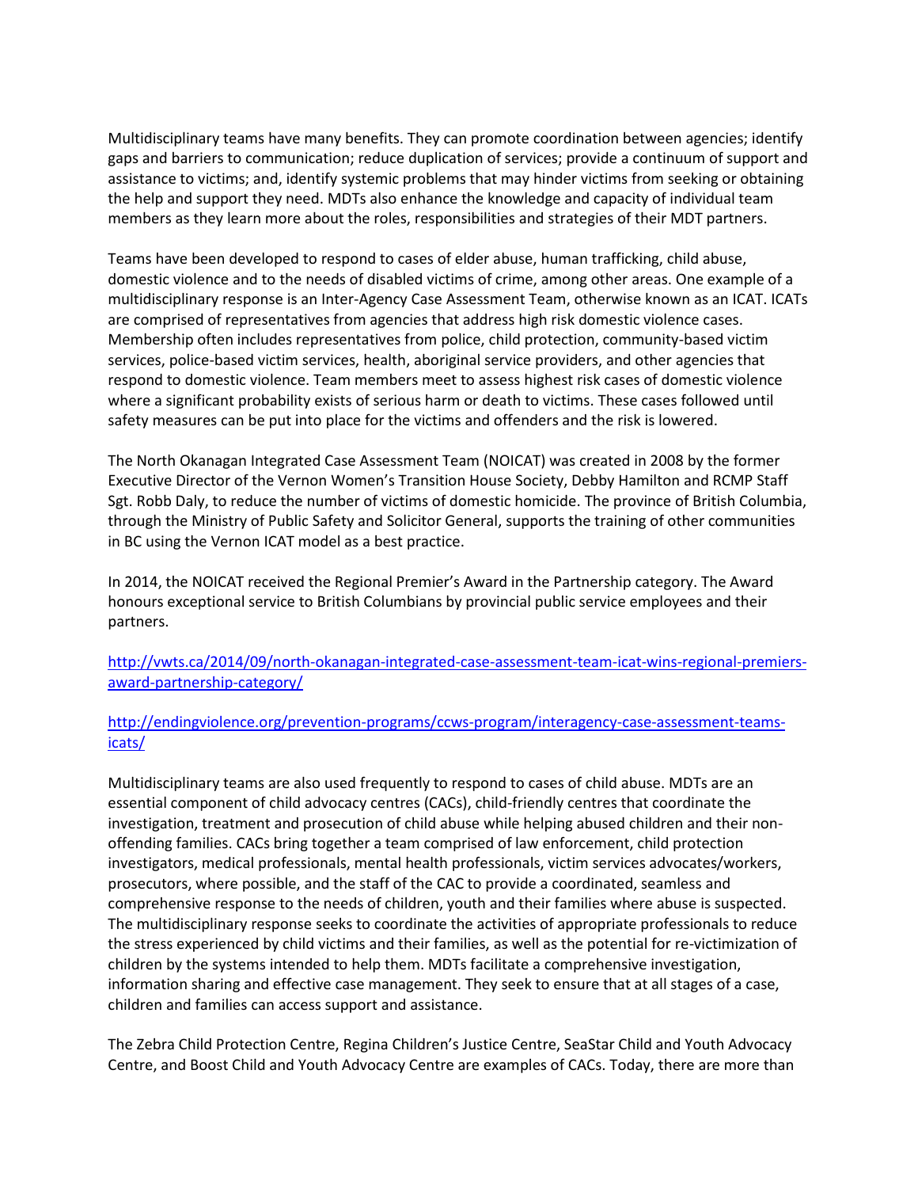Multidisciplinary teams have many benefits. They can promote coordination between agencies; identify gaps and barriers to communication; reduce duplication of services; provide a continuum of support and assistance to victims; and, identify systemic problems that may hinder victims from seeking or obtaining the help and support they need. MDTs also enhance the knowledge and capacity of individual team members as they learn more about the roles, responsibilities and strategies of their MDT partners.

Teams have been developed to respond to cases of elder abuse, human trafficking, child abuse, domestic violence and to the needs of disabled victims of crime, among other areas. One example of a multidisciplinary response is an Inter-Agency Case Assessment Team, otherwise known as an ICAT. ICATs are comprised of representatives from agencies that address high risk domestic violence cases. Membership often includes representatives from police, child protection, community-based victim services, police-based victim services, health, aboriginal service providers, and other agencies that respond to domestic violence. Team members meet to assess highest risk cases of domestic violence where a significant probability exists of serious harm or death to victims. These cases followed until safety measures can be put into place for the victims and offenders and the risk is lowered.

The North Okanagan Integrated Case Assessment Team (NOICAT) was created in 2008 by the former Executive Director of the Vernon Women's Transition House Society, Debby Hamilton and RCMP Staff Sgt. Robb Daly, to reduce the number of victims of domestic homicide. The province of British Columbia, through the Ministry of Public Safety and Solicitor General, supports the training of other communities in BC using the Vernon ICAT model as a best practice.

In 2014, the NOICAT received the Regional Premier's Award in the Partnership category. The Award honours exceptional service to British Columbians by provincial public service employees and their partners.

http://vwts.ca/2014/09/north-okanagan-integrated-case-assessment-team-icat-wins-regional-premiers-award-partnership-category/

http://endingviolence.org/prevention-programs/ccws-program/interagency-case-assessment-teams-icats/

Multidisciplinary teams are also used frequently to respond to cases of child abuse. MDTs are an essential component of child advocacy centres (CACs), child-friendly centres that coordinate the investigation, treatment and prosecution of child abuse while helping abused children and their non-offending families. CACs bring together a team comprised of law enforcement, child protection investigators, medical professionals, mental health professionals, victim services advocates/workers, prosecutors, where possible, and the staff of the CAC to provide a coordinated, seamless and comprehensive response to the needs of children, youth and their families where abuse is suspected. The multidisciplinary response seeks to coordinate the activities of appropriate professionals to reduce the stress experienced by child victims and their families, as well as the potential for re-victimization of children by the systems intended to help them. MDTs facilitate a comprehensive investigation, information sharing and effective case management. They seek to ensure that at all stages of a case, children and families can access support and assistance.

The Zebra Child Protection Centre, Regina Children's Justice Centre, SeaStar Child and Youth Advocacy Centre, and Boost Child and Youth Advocacy Centre are examples of CACs. Today, there are more than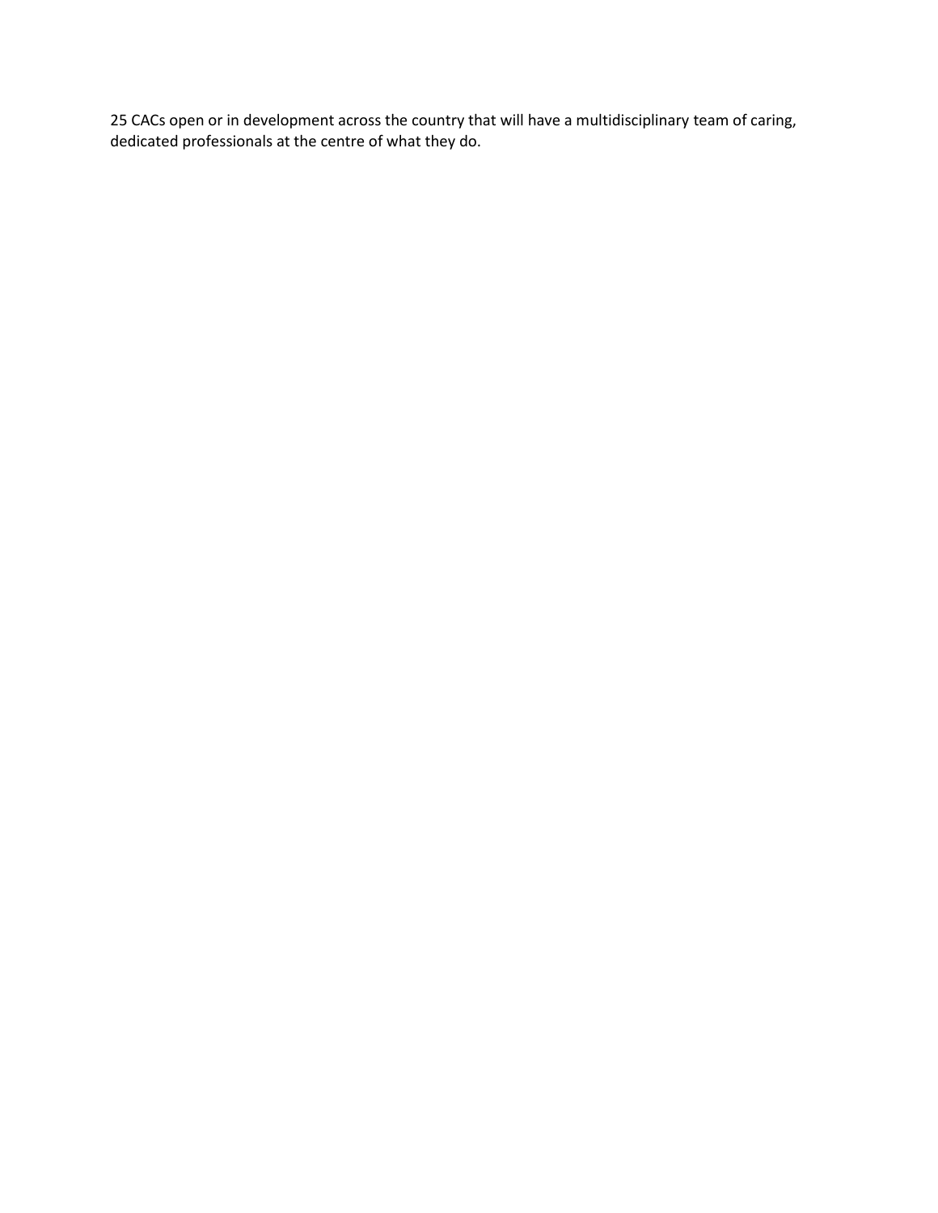25 CACs open or in development across the country that will have a multidisciplinary team of caring, dedicated professionals at the centre of what they do.